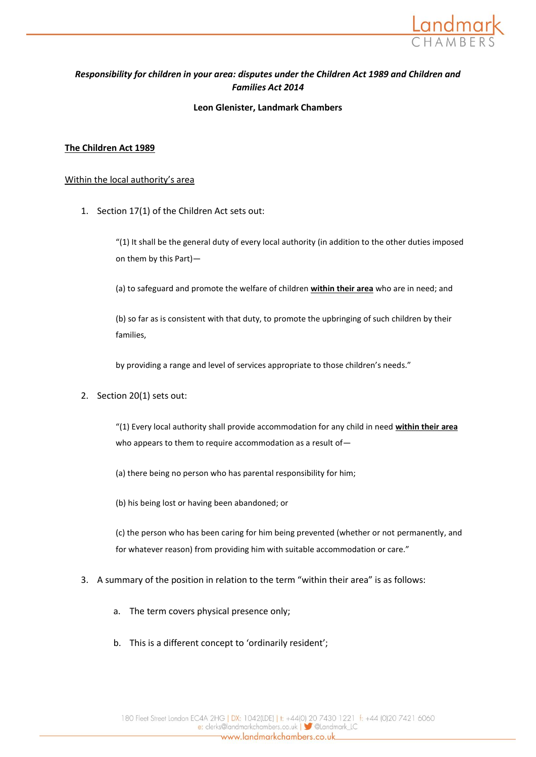***Responsibility for children in your area: disputes under the Children Act 1989 and Children and Families Act 2014***

**Leon Glenister, Landmark Chambers**

## **The Children Act 1989**

### Within the local authority's area

1. Section 17(1) of the Children Act sets out:

   "(1) It shall be the general duty of every local authority (in addition to the other duties imposed on them by this Part)—

   (a) to safeguard and promote the welfare of children **within their area** who are in need; and

   (b) so far as is consistent with that duty, to promote the upbringing of such children by their families,

   by providing a range and level of services appropriate to those children's needs."

2. Section 20(1) sets out:

   "(1) Every local authority shall provide accommodation for any child in need **within their area** who appears to them to require accommodation as a result of—

   (a) there being no person who has parental responsibility for him;

   (b) his being lost or having been abandoned; or

   (c) the person who has been caring for him being prevented (whether or not permanently, and for whatever reason) from providing him with suitable accommodation or care."

3. A summary of the position in relation to the term "within their area" is as follows:

   a. The term covers physical presence only;

   b. This is a different concept to 'ordinarily resident';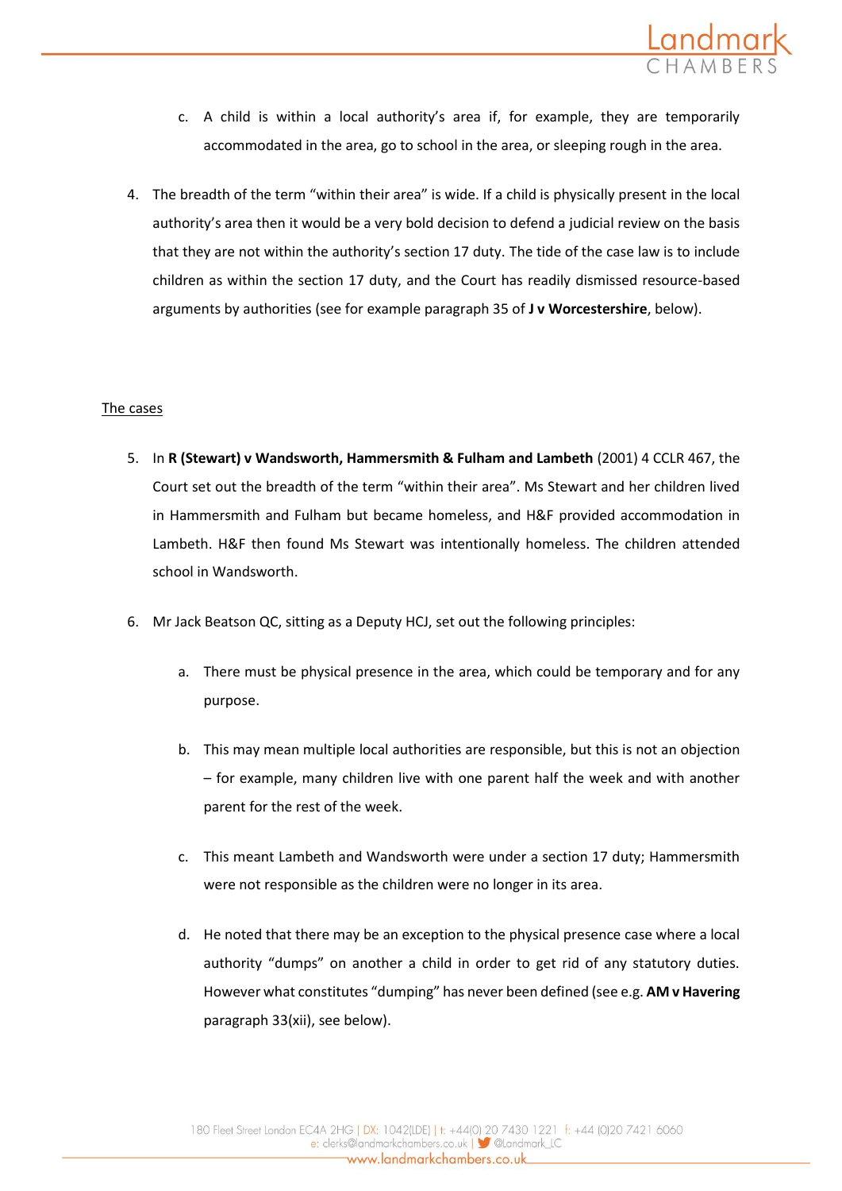c. A child is within a local authority's area if, for example, they are temporarily accommodated in the area, go to school in the area, or sleeping rough in the area.

4. The breadth of the term "within their area" is wide. If a child is physically present in the local authority's area then it would be a very bold decision to defend a judicial review on the basis that they are not within the authority's section 17 duty. The tide of the case law is to include children as within the section 17 duty, and the Court has readily dismissed resource-based arguments by authorities (see for example paragraph 35 of **J v Worcestershire**, below).

<u>The cases</u>

5. In **R (Stewart) v Wandsworth, Hammersmith & Fulham and Lambeth** (2001) 4 CCLR 467, the Court set out the breadth of the term "within their area". Ms Stewart and her children lived in Hammersmith and Fulham but became homeless, and H&F provided accommodation in Lambeth. H&F then found Ms Stewart was intentionally homeless. The children attended school in Wandsworth.

6. Mr Jack Beatson QC, sitting as a Deputy HCJ, set out the following principles:

    a. There must be physical presence in the area, which could be temporary and for any purpose.

    b. This may mean multiple local authorities are responsible, but this is not an objection – for example, many children live with one parent half the week and with another parent for the rest of the week.

    c. This meant Lambeth and Wandsworth were under a section 17 duty; Hammersmith were not responsible as the children were no longer in its area.

    d. He noted that there may be an exception to the physical presence case where a local authority "dumps" on another a child in order to get rid of any statutory duties. However what constitutes "dumping" has never been defined (see e.g. **AM v Havering** paragraph 33(xii), see below).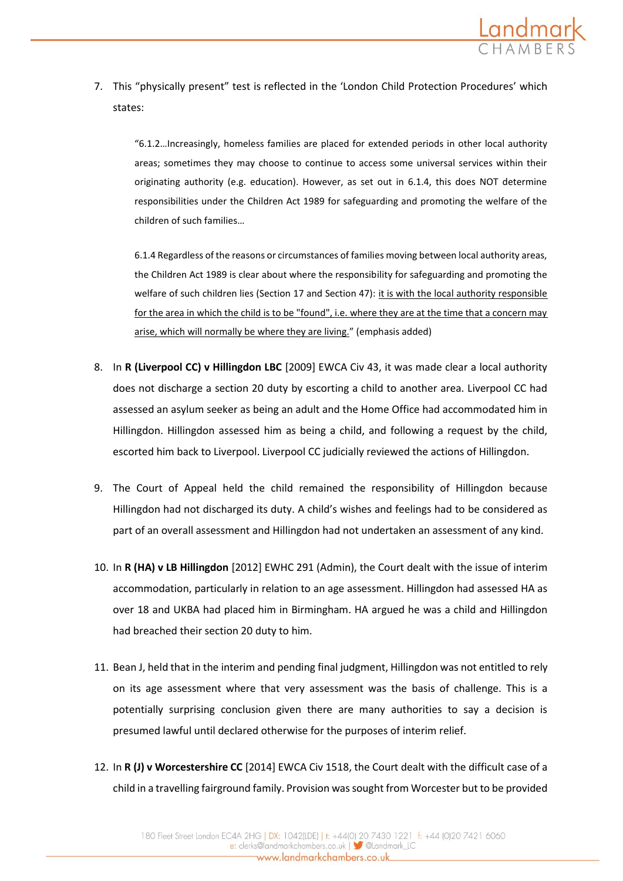7. This "physically present" test is reflected in the 'London Child Protection Procedures' which states:

> "6.1.2…Increasingly, homeless families are placed for extended periods in other local authority areas; sometimes they may choose to continue to access some universal services within their originating authority (e.g. education). However, as set out in 6.1.4, this does NOT determine responsibilities under the Children Act 1989 for safeguarding and promoting the welfare of the children of such families…
>
> 6.1.4 Regardless of the reasons or circumstances of families moving between local authority areas, the Children Act 1989 is clear about where the responsibility for safeguarding and promoting the welfare of such children lies (Section 17 and Section 47): <u>it is with the local authority responsible for the area in which the child is to be "found", i.e. where they are at the time that a concern may arise, which will normally be where they are living.</u>" (emphasis added)

8. In **R (Liverpool CC) v Hillingdon LBC** [2009] EWCA Civ 43, it was made clear a local authority does not discharge a section 20 duty by escorting a child to another area. Liverpool CC had assessed an asylum seeker as being an adult and the Home Office had accommodated him in Hillingdon. Hillingdon assessed him as being a child, and following a request by the child, escorted him back to Liverpool. Liverpool CC judicially reviewed the actions of Hillingdon.

9. The Court of Appeal held the child remained the responsibility of Hillingdon because Hillingdon had not discharged its duty. A child's wishes and feelings had to be considered as part of an overall assessment and Hillingdon had not undertaken an assessment of any kind.

10. In **R (HA) v LB Hillingdon** [2012] EWHC 291 (Admin), the Court dealt with the issue of interim accommodation, particularly in relation to an age assessment. Hillingdon had assessed HA as over 18 and UKBA had placed him in Birmingham. HA argued he was a child and Hillingdon had breached their section 20 duty to him.

11. Bean J, held that in the interim and pending final judgment, Hillingdon was not entitled to rely on its age assessment where that very assessment was the basis of challenge. This is a potentially surprising conclusion given there are many authorities to say a decision is presumed lawful until declared otherwise for the purposes of interim relief.

12. In **R (J) v Worcestershire CC** [2014] EWCA Civ 1518, the Court dealt with the difficult case of a child in a travelling fairground family. Provision was sought from Worcester but to be provided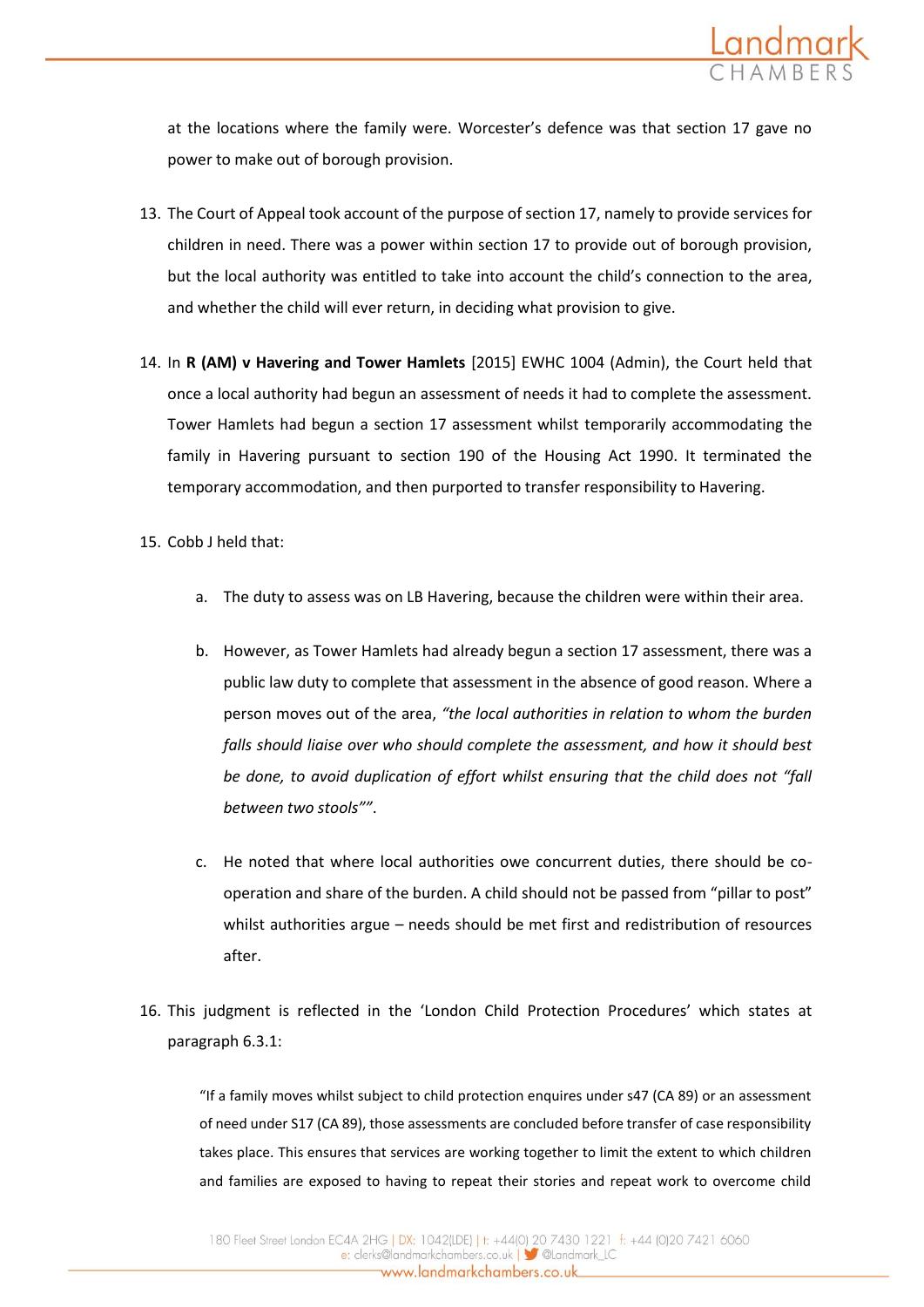at the locations where the family were. Worcester's defence was that section 17 gave no power to make out of borough provision.

13. The Court of Appeal took account of the purpose of section 17, namely to provide services for children in need. There was a power within section 17 to provide out of borough provision, but the local authority was entitled to take into account the child's connection to the area, and whether the child will ever return, in deciding what provision to give.

14. In **R (AM) v Havering and Tower Hamlets** [2015] EWHC 1004 (Admin), the Court held that once a local authority had begun an assessment of needs it had to complete the assessment. Tower Hamlets had begun a section 17 assessment whilst temporarily accommodating the family in Havering pursuant to section 190 of the Housing Act 1990. It terminated the temporary accommodation, and then purported to transfer responsibility to Havering.

15. Cobb J held that:

    a. The duty to assess was on LB Havering, because the children were within their area.

    b. However, as Tower Hamlets had already begun a section 17 assessment, there was a public law duty to complete that assessment in the absence of good reason. Where a person moves out of the area, *"the local authorities in relation to whom the burden falls should liaise over who should complete the assessment, and how it should best be done, to avoid duplication of effort whilst ensuring that the child does not "fall between two stools""*.

    c. He noted that where local authorities owe concurrent duties, there should be co-operation and share of the burden. A child should not be passed from "pillar to post" whilst authorities argue – needs should be met first and redistribution of resources after.

16. This judgment is reflected in the 'London Child Protection Procedures' which states at paragraph 6.3.1:

> "If a family moves whilst subject to child protection enquires under s47 (CA 89) or an assessment of need under S17 (CA 89), those assessments are concluded before transfer of case responsibility takes place. This ensures that services are working together to limit the extent to which children and families are exposed to having to repeat their stories and repeat work to overcome child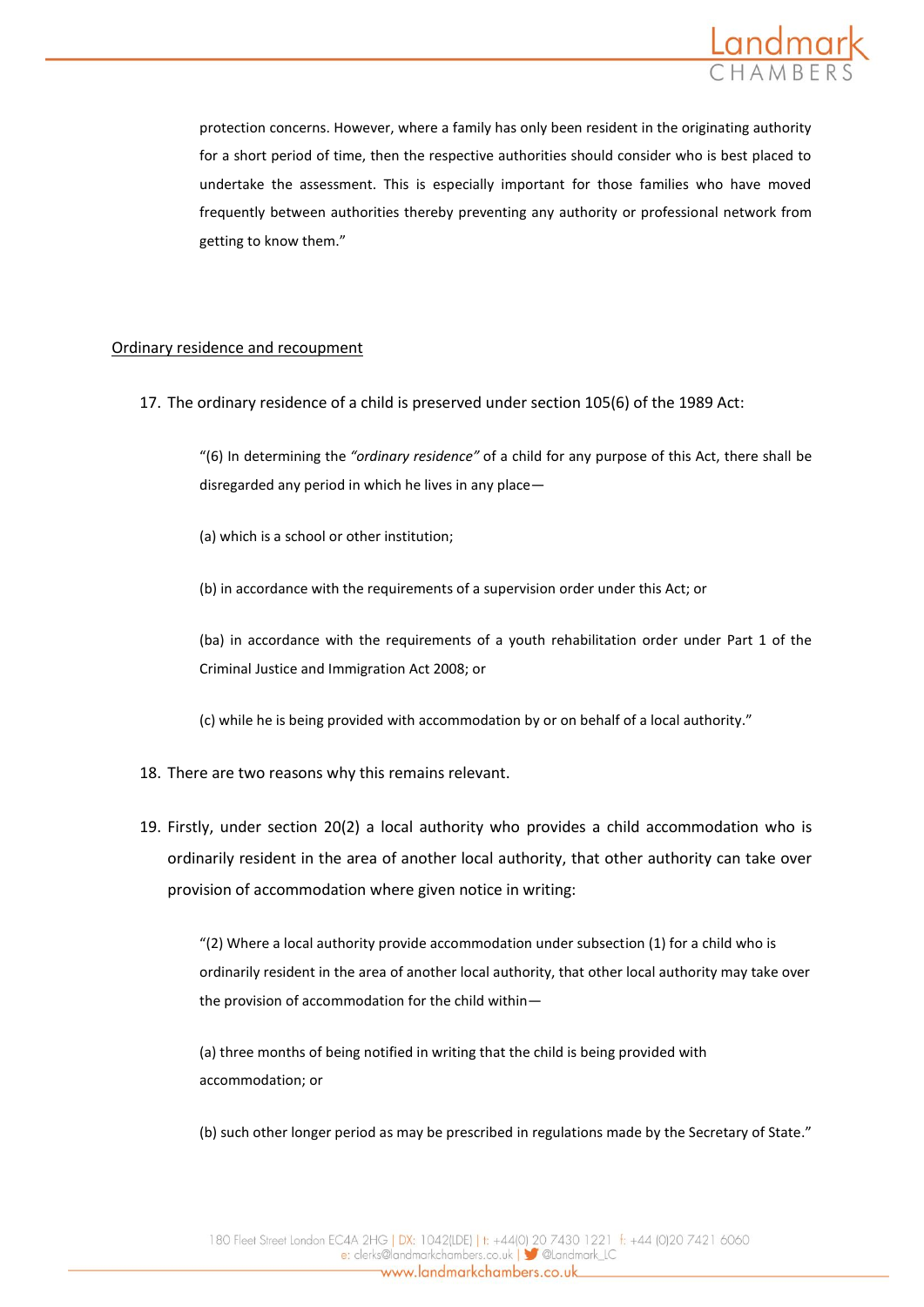protection concerns. However, where a family has only been resident in the originating authority for a short period of time, then the respective authorities should consider who is best placed to undertake the assessment. This is especially important for those families who have moved frequently between authorities thereby preventing any authority or professional network from getting to know them."

<u>Ordinary residence and recoupment</u>

17. The ordinary residence of a child is preserved under section 105(6) of the 1989 Act:

> "(6) In determining the *"ordinary residence"* of a child for any purpose of this Act, there shall be disregarded any period in which he lives in any place—
>
> (a) which is a school or other institution;
>
> (b) in accordance with the requirements of a supervision order under this Act; or
>
> (ba) in accordance with the requirements of a youth rehabilitation order under Part 1 of the Criminal Justice and Immigration Act 2008; or
>
> (c) while he is being provided with accommodation by or on behalf of a local authority."

18. There are two reasons why this remains relevant.

19. Firstly, under section 20(2) a local authority who provides a child accommodation who is ordinarily resident in the area of another local authority, that other authority can take over provision of accommodation where given notice in writing:

> "(2) Where a local authority provide accommodation under subsection (1) for a child who is ordinarily resident in the area of another local authority, that other local authority may take over the provision of accommodation for the child within—
>
> (a) three months of being notified in writing that the child is being provided with accommodation; or
>
> (b) such other longer period as may be prescribed in regulations made by the Secretary of State."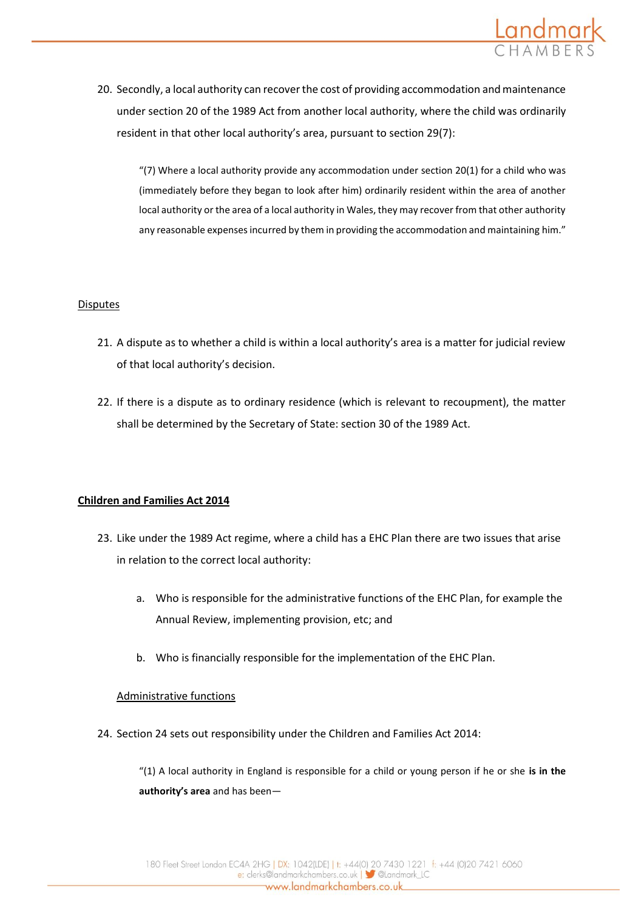20. Secondly, a local authority can recover the cost of providing accommodation and maintenance under section 20 of the 1989 Act from another local authority, where the child was ordinarily resident in that other local authority's area, pursuant to section 29(7):

> "(7) Where a local authority provide any accommodation under section 20(1) for a child who was (immediately before they began to look after him) ordinarily resident within the area of another local authority or the area of a local authority in Wales, they may recover from that other authority any reasonable expenses incurred by them in providing the accommodation and maintaining him."

<u>Disputes</u>

21. A dispute as to whether a child is within a local authority's area is a matter for judicial review of that local authority's decision.

22. If there is a dispute as to ordinary residence (which is relevant to recoupment), the matter shall be determined by the Secretary of State: section 30 of the 1989 Act.

## <u>**Children and Families Act 2014**</u>

23. Like under the 1989 Act regime, where a child has a EHC Plan there are two issues that arise in relation to the correct local authority:

    a. Who is responsible for the administrative functions of the EHC Plan, for example the Annual Review, implementing provision, etc; and

    b. Who is financially responsible for the implementation of the EHC Plan.

<u>Administrative functions</u>

24. Section 24 sets out responsibility under the Children and Families Act 2014:

> "(1) A local authority in England is responsible for a child or young person if he or she **is in the authority's area** and has been—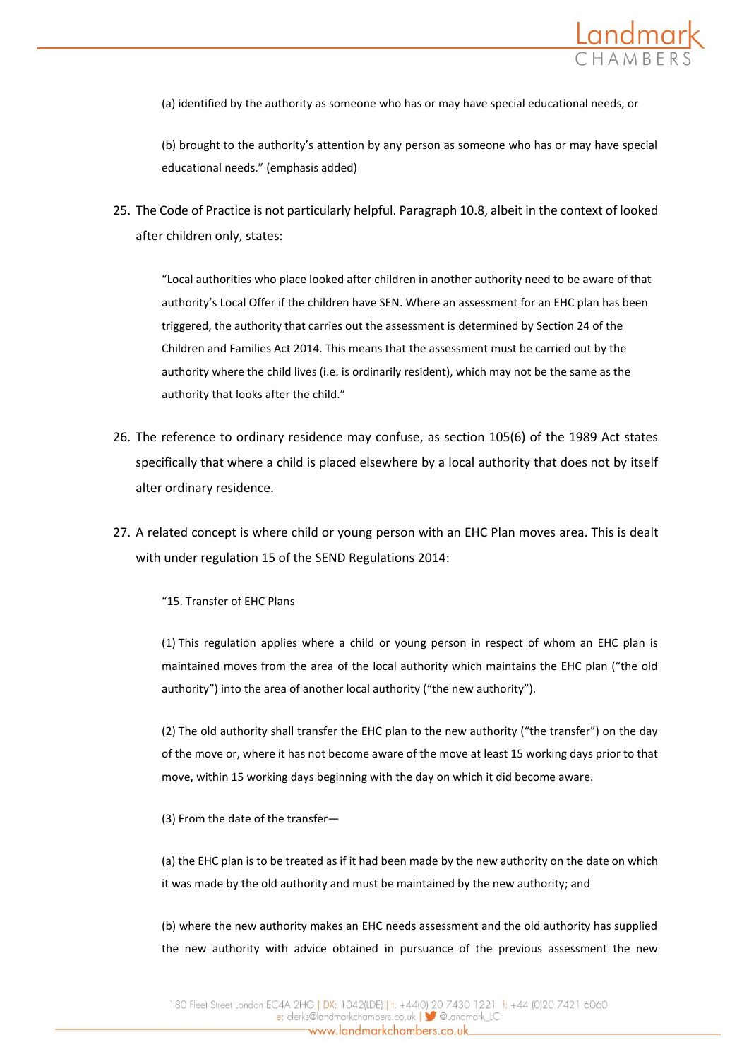(a) identified by the authority as someone who has or may have special educational needs, or

(b) brought to the authority's attention by any person as someone who has or may have special educational needs." (emphasis added)

25. The Code of Practice is not particularly helpful. Paragraph 10.8, albeit in the context of looked after children only, states:

> "Local authorities who place looked after children in another authority need to be aware of that authority's Local Offer if the children have SEN. Where an assessment for an EHC plan has been triggered, the authority that carries out the assessment is determined by Section 24 of the Children and Families Act 2014. This means that the assessment must be carried out by the authority where the child lives (i.e. is ordinarily resident), which may not be the same as the authority that looks after the child."

26. The reference to ordinary residence may confuse, as section 105(6) of the 1989 Act states specifically that where a child is placed elsewhere by a local authority that does not by itself alter ordinary residence.

27. A related concept is where child or young person with an EHC Plan moves area. This is dealt with under regulation 15 of the SEND Regulations 2014:

> "15. Transfer of EHC Plans
>
> (1) This regulation applies where a child or young person in respect of whom an EHC plan is maintained moves from the area of the local authority which maintains the EHC plan ("the old authority") into the area of another local authority ("the new authority").
>
> (2) The old authority shall transfer the EHC plan to the new authority ("the transfer") on the day of the move or, where it has not become aware of the move at least 15 working days prior to that move, within 15 working days beginning with the day on which it did become aware.
>
> (3) From the date of the transfer—
>
> (a) the EHC plan is to be treated as if it had been made by the new authority on the date on which it was made by the old authority and must be maintained by the new authority; and
>
> (b) where the new authority makes an EHC needs assessment and the old authority has supplied the new authority with advice obtained in pursuance of the previous assessment the new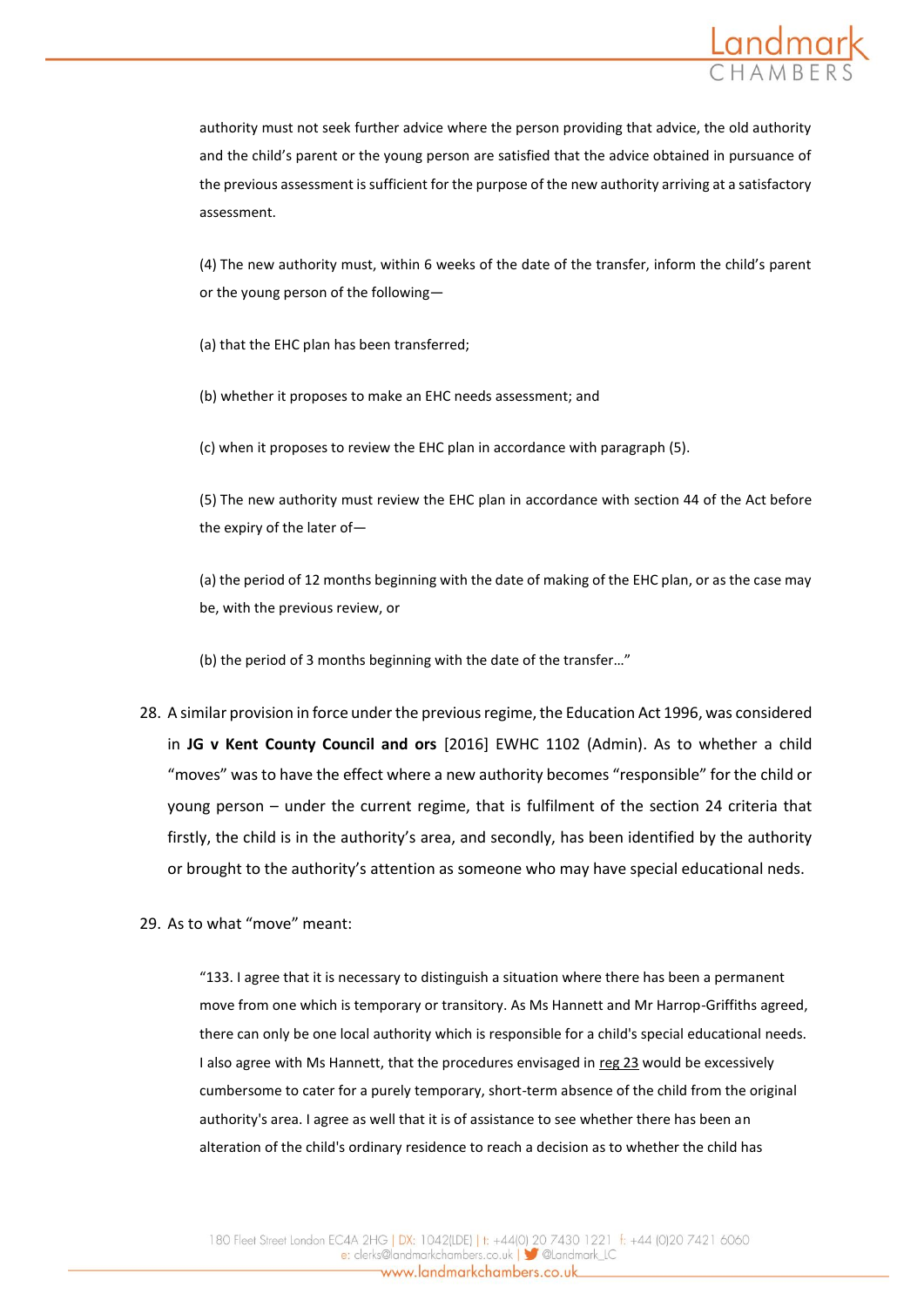authority must not seek further advice where the person providing that advice, the old authority and the child's parent or the young person are satisfied that the advice obtained in pursuance of the previous assessment is sufficient for the purpose of the new authority arriving at a satisfactory assessment.

(4) The new authority must, within 6 weeks of the date of the transfer, inform the child's parent or the young person of the following—

(a) that the EHC plan has been transferred;

(b) whether it proposes to make an EHC needs assessment; and

(c) when it proposes to review the EHC plan in accordance with paragraph (5).

(5) The new authority must review the EHC plan in accordance with section 44 of the Act before the expiry of the later of—

(a) the period of 12 months beginning with the date of making of the EHC plan, or as the case may be, with the previous review, or

(b) the period of 3 months beginning with the date of the transfer…"

28. A similar provision in force under the previous regime, the Education Act 1996, was considered in **JG v Kent County Council and ors** [2016] EWHC 1102 (Admin). As to whether a child "moves" was to have the effect where a new authority becomes "responsible" for the child or young person – under the current regime, that is fulfilment of the section 24 criteria that firstly, the child is in the authority's area, and secondly, has been identified by the authority or brought to the authority's attention as someone who may have special educational neds.

29. As to what "move" meant:

"133. I agree that it is necessary to distinguish a situation where there has been a permanent move from one which is temporary or transitory. As Ms Hannett and Mr Harrop-Griffiths agreed, there can only be one local authority which is responsible for a child's special educational needs. I also agree with Ms Hannett, that the procedures envisaged in reg 23 would be excessively cumbersome to cater for a purely temporary, short-term absence of the child from the original authority's area. I agree as well that it is of assistance to see whether there has been an alteration of the child's ordinary residence to reach a decision as to whether the child has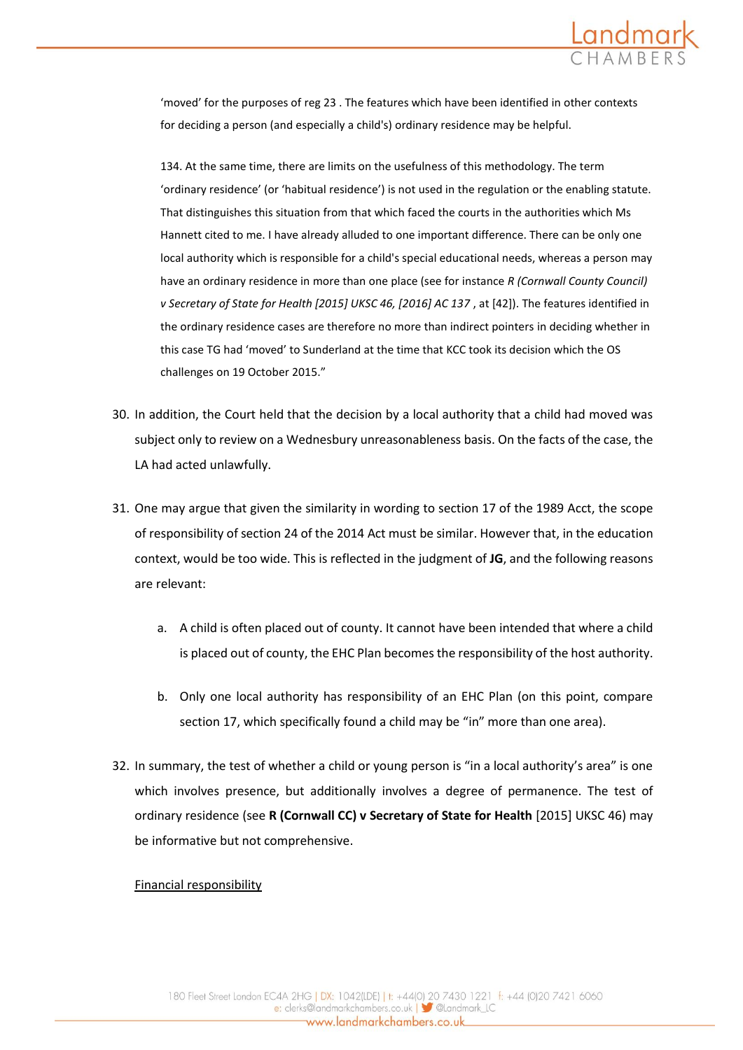'moved' for the purposes of reg 23 . The features which have been identified in other contexts for deciding a person (and especially a child's) ordinary residence may be helpful.

> 134. At the same time, there are limits on the usefulness of this methodology. The term 'ordinary residence' (or 'habitual residence') is not used in the regulation or the enabling statute. That distinguishes this situation from that which faced the courts in the authorities which Ms Hannett cited to me. I have already alluded to one important difference. There can be only one local authority which is responsible for a child's special educational needs, whereas a person may have an ordinary residence in more than one place (see for instance *R (Cornwall County Council) v Secretary of State for Health [2015] UKSC 46, [2016] AC 137* , at [42]). The features identified in the ordinary residence cases are therefore no more than indirect pointers in deciding whether in this case TG had 'moved' to Sunderland at the time that KCC took its decision which the OS challenges on 19 October 2015."

30. In addition, the Court held that the decision by a local authority that a child had moved was subject only to review on a Wednesbury unreasonableness basis. On the facts of the case, the LA had acted unlawfully.

31. One may argue that given the similarity in wording to section 17 of the 1989 Acct, the scope of responsibility of section 24 of the 2014 Act must be similar. However that, in the education context, would be too wide. This is reflected in the judgment of **JG**, and the following reasons are relevant:

    a. A child is often placed out of county. It cannot have been intended that where a child is placed out of county, the EHC Plan becomes the responsibility of the host authority.

    b. Only one local authority has responsibility of an EHC Plan (on this point, compare section 17, which specifically found a child may be "in" more than one area).

32. In summary, the test of whether a child or young person is "in a local authority's area" is one which involves presence, but additionally involves a degree of permanence. The test of ordinary residence (see **R (Cornwall CC) v Secretary of State for Health** [2015] UKSC 46) may be informative but not comprehensive.

<u>Financial responsibility</u>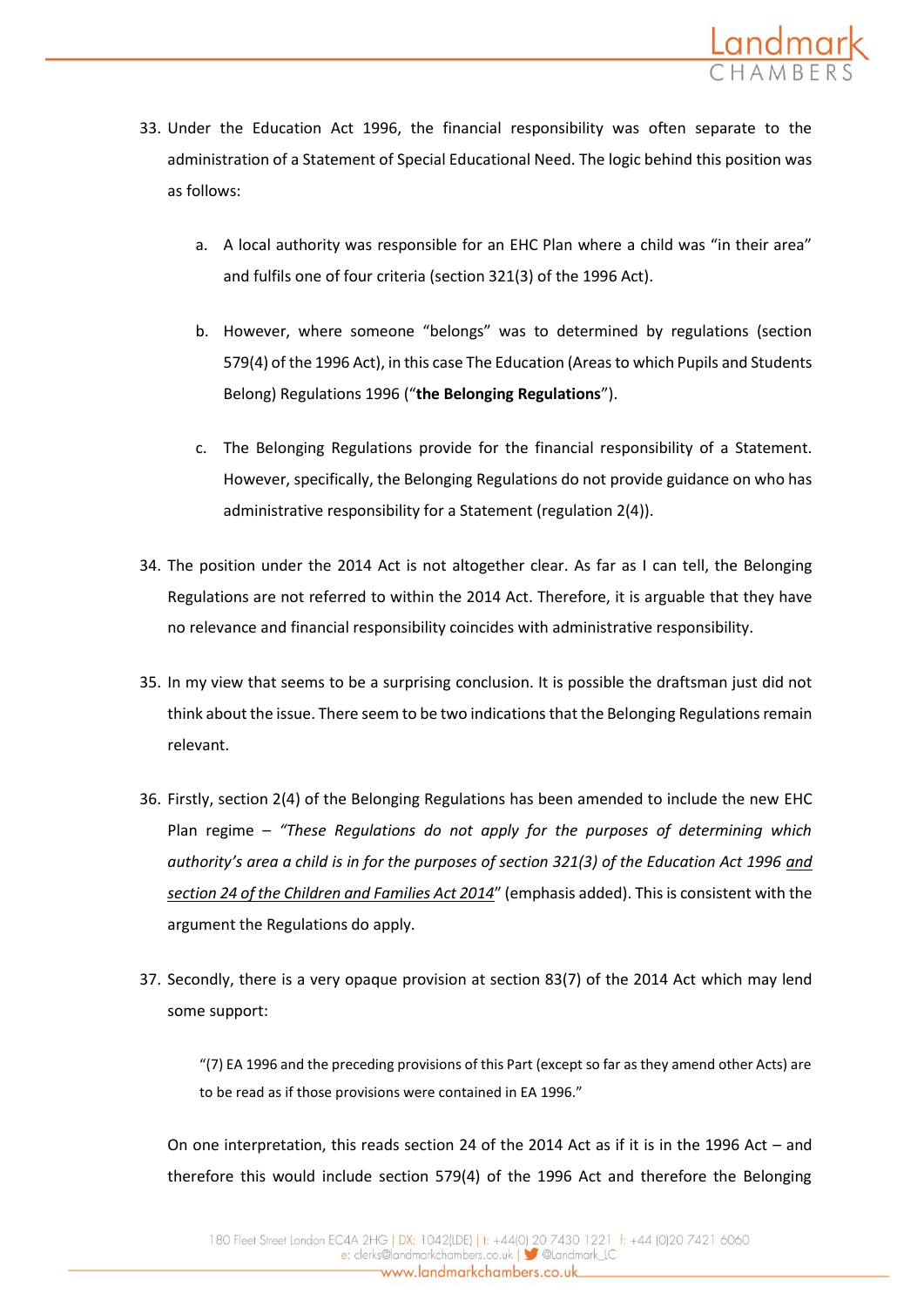33. Under the Education Act 1996, the financial responsibility was often separate to the administration of a Statement of Special Educational Need. The logic behind this position was as follows:

    a. A local authority was responsible for an EHC Plan where a child was "in their area" and fulfils one of four criteria (section 321(3) of the 1996 Act).

    b. However, where someone "belongs" was to determined by regulations (section 579(4) of the 1996 Act), in this case The Education (Areas to which Pupils and Students Belong) Regulations 1996 ("**the Belonging Regulations**").

    c. The Belonging Regulations provide for the financial responsibility of a Statement. However, specifically, the Belonging Regulations do not provide guidance on who has administrative responsibility for a Statement (regulation 2(4)).

34. The position under the 2014 Act is not altogether clear. As far as I can tell, the Belonging Regulations are not referred to within the 2014 Act. Therefore, it is arguable that they have no relevance and financial responsibility coincides with administrative responsibility.

35. In my view that seems to be a surprising conclusion. It is possible the draftsman just did not think about the issue. There seem to be two indications that the Belonging Regulations remain relevant.

36. Firstly, section 2(4) of the Belonging Regulations has been amended to include the new EHC Plan regime – *"These Regulations do not apply for the purposes of determining which authority's area a child is in for the purposes of section 321(3) of the Education Act 1996 <u>and section 24 of the Children and Families Act 2014</u>"* (emphasis added). This is consistent with the argument the Regulations do apply.

37. Secondly, there is a very opaque provision at section 83(7) of the 2014 Act which may lend some support:

    > "(7) EA 1996 and the preceding provisions of this Part (except so far as they amend other Acts) are to be read as if those provisions were contained in EA 1996."

    On one interpretation, this reads section 24 of the 2014 Act as if it is in the 1996 Act – and therefore this would include section 579(4) of the 1996 Act and therefore the Belonging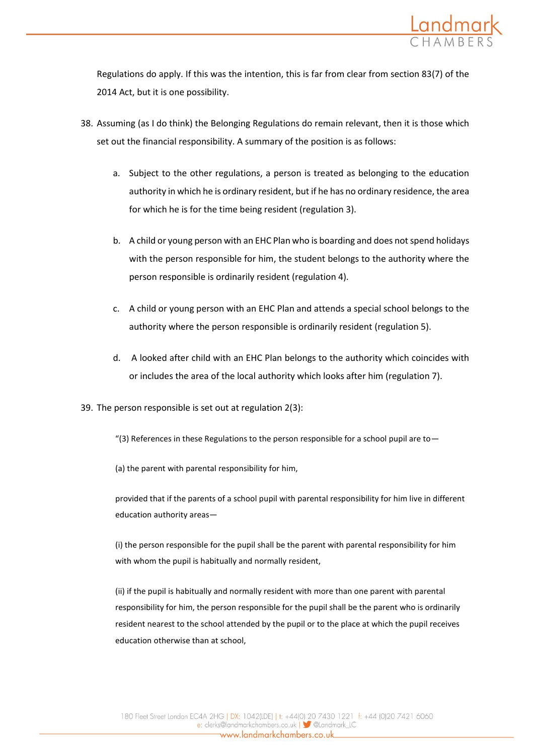Regulations do apply. If this was the intention, this is far from clear from section 83(7) of the 2014 Act, but it is one possibility.

38. Assuming (as I do think) the Belonging Regulations do remain relevant, then it is those which set out the financial responsibility. A summary of the position is as follows:

    a. Subject to the other regulations, a person is treated as belonging to the education authority in which he is ordinary resident, but if he has no ordinary residence, the area for which he is for the time being resident (regulation 3).

    b. A child or young person with an EHC Plan who is boarding and does not spend holidays with the person responsible for him, the student belongs to the authority where the person responsible is ordinarily resident (regulation 4).

    c. A child or young person with an EHC Plan and attends a special school belongs to the authority where the person responsible is ordinarily resident (regulation 5).

    d. A looked after child with an EHC Plan belongs to the authority which coincides with or includes the area of the local authority which looks after him (regulation 7).

39. The person responsible is set out at regulation 2(3):

> "(3) References in these Regulations to the person responsible for a school pupil are to—
>
> (a) the parent with parental responsibility for him,
>
> provided that if the parents of a school pupil with parental responsibility for him live in different education authority areas—
>
> (i) the person responsible for the pupil shall be the parent with parental responsibility for him with whom the pupil is habitually and normally resident,
>
> (ii) if the pupil is habitually and normally resident with more than one parent with parental responsibility for him, the person responsible for the pupil shall be the parent who is ordinarily resident nearest to the school attended by the pupil or to the place at which the pupil receives education otherwise than at school,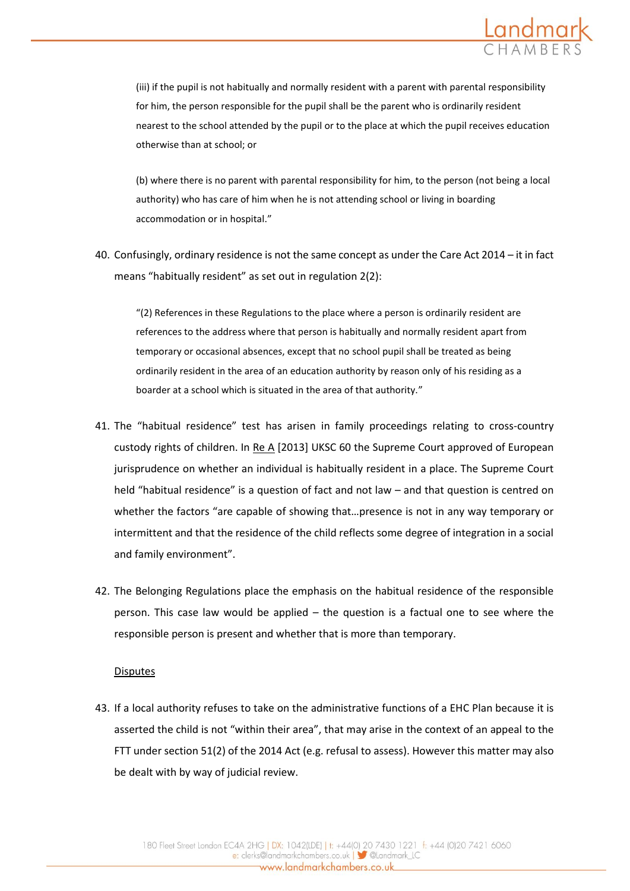> (iii) if the pupil is not habitually and normally resident with a parent with parental responsibility for him, the person responsible for the pupil shall be the parent who is ordinarily resident nearest to the school attended by the pupil or to the place at which the pupil receives education otherwise than at school; or
>
> (b) where there is no parent with parental responsibility for him, to the person (not being a local authority) who has care of him when he is not attending school or living in boarding accommodation or in hospital."

40. Confusingly, ordinary residence is not the same concept as under the Care Act 2014 – it in fact means "habitually resident" as set out in regulation 2(2):

> "(2) References in these Regulations to the place where a person is ordinarily resident are references to the address where that person is habitually and normally resident apart from temporary or occasional absences, except that no school pupil shall be treated as being ordinarily resident in the area of an education authority by reason only of his residing as a boarder at a school which is situated in the area of that authority."

41. The "habitual residence" test has arisen in family proceedings relating to cross-country custody rights of children. In <u>Re A</u> [2013] UKSC 60 the Supreme Court approved of European jurisprudence on whether an individual is habitually resident in a place. The Supreme Court held "habitual residence" is a question of fact and not law – and that question is centred on whether the factors "are capable of showing that…presence is not in any way temporary or intermittent and that the residence of the child reflects some degree of integration in a social and family environment".

42. The Belonging Regulations place the emphasis on the habitual residence of the responsible person. This case law would be applied – the question is a factual one to see where the responsible person is present and whether that is more than temporary.

<u>Disputes</u>

43. If a local authority refuses to take on the administrative functions of a EHC Plan because it is asserted the child is not "within their area", that may arise in the context of an appeal to the FTT under section 51(2) of the 2014 Act (e.g. refusal to assess). However this matter may also be dealt with by way of judicial review.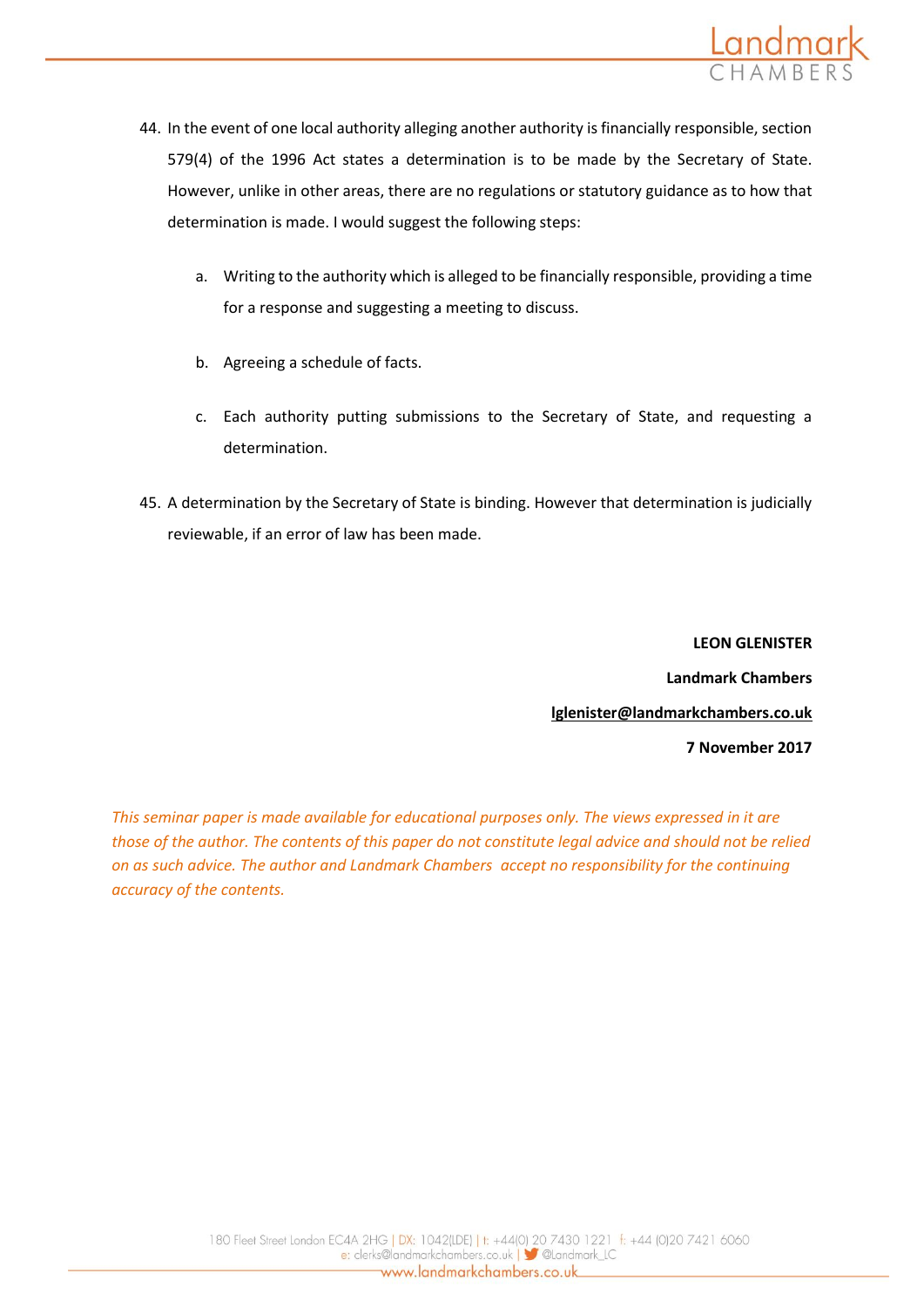44. In the event of one local authority alleging another authority is financially responsible, section 579(4) of the 1996 Act states a determination is to be made by the Secretary of State. However, unlike in other areas, there are no regulations or statutory guidance as to how that determination is made. I would suggest the following steps:

    a. Writing to the authority which is alleged to be financially responsible, providing a time for a response and suggesting a meeting to discuss.

    b. Agreeing a schedule of facts.

    c. Each authority putting submissions to the Secretary of State, and requesting a determination.

45. A determination by the Secretary of State is binding. However that determination is judicially reviewable, if an error of law has been made.

**LEON GLENISTER**

**Landmark Chambers**

**lglenister@landmarkchambers.co.uk**

**7 November 2017**

*This seminar paper is made available for educational purposes only. The views expressed in it are those of the author. The contents of this paper do not constitute legal advice and should not be relied on as such advice. The author and Landmark Chambers accept no responsibility for the continuing accuracy of the contents.*